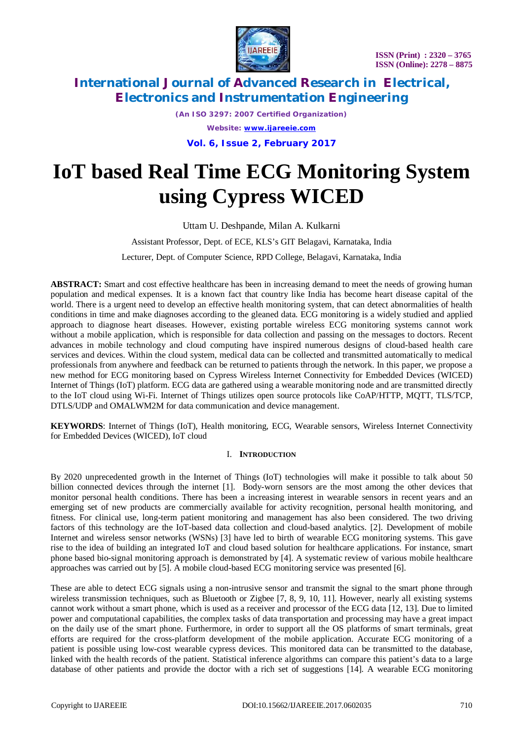# IoT based Real Time ECG Monitoring System using Cypress WICED

Uttam U. Deshpande, Milan A. Kulkarni

Assistant Professor, Dept. of ECE, KLS's GIT Belagavi, Karnataka, India

Lecturer, Dept. of Computer Science, RPD College, Belagavi, Karnataka, India

**ABSTRACT:** Smart and cost effective healthcare has been in increasing demand to meet the needs of growing human population and medical expenses. It is a known fact that country like India has become heart disease capital of the world. There is a urgent need to develop an effective health monitoring system, that can detect abnormalities of health conditions in time and make diagnoses according to the gleaned data. ECG monitoring is a widely studied and applied approach to diagnose heart diseases. However, existing portable wireless ECG monitoring systems cannot work without a mobile application, which is responsible for data collection and passing on the messages to doctors. Recent advances in mobile technology and cloud computing have inspired numerous designs of cloud-based health care services and devices. Within the cloud system, medical data can be collected and transmitted automatically to medical professionals from anywhere and feedback can be returned to patients through the network. In this paper, we propose a new method for ECG monitoring based on Cypress Wireless Internet Connectivity for Embedded Devices (WICED) Internet of Things (IoT) platform. ECG data are gathered using a wearable monitoring node and are transmitted directly to the IoT cloud using Wi-Fi. Internet of Things utilizes open source protocols like CoAP/HTTP, MQTT, TLS/TCP, DTLS/UDP and OMALWM2M for data communication and device management.

**KEYWORDS**: Internet of Things (IoT), Health monitoring, ECG, Wearable sensors, Wireless Internet Connectivity for Embedded Devices (WICED), IoT cloud

## I. INTRODUCTION

By 2020 unprecedented growth in the Internet of Things (IoT) technologies will make it possible to talk about 50 billion connected devices through the internet [1]. Body-worn sensors are the most among the other devices that monitor personal health conditions. There has been a increasing interest in wearable sensors in recent years and an emerging set of new products are commercially available for activity recognition, personal health monitoring, and fitness. For clinical use, long-term patient monitoring and management has also been considered. The two driving factors of this technology are the IoT-based data collection and cloud-based analytics. [2]. Development of mobile Internet and wireless sensor networks (WSNs) [3] have led to birth of wearable ECG monitoring systems. This gave rise to the idea of building an integrated IoT and cloud based solution for healthcare applications. For instance, smart phone based bio-signal monitoring approach is demonstrated by [4]. A systematic review of various mobile healthcare approaches was carried out by [5]. A mobile cloud-based ECG monitoring service was presented [6].

These are able to detect ECG signals using a non-intrusive sensor and transmit the signal to the smart phone through wireless transmission techniques, such as Bluetooth or Zigbee [7, 8, 9, 10, 11]. However, nearly all existing systems cannot work without a smart phone, which is used as a receiver and processor of the ECG data [12, 13]. Due to limited power and computational capabilities, the complex tasks of data transportation and processing may have a great impact on the daily use of the smart phone. Furthermore, in order to support all the OS platforms of smart terminals, great efforts are required for the cross-platform development of the mobile application. Accurate ECG monitoring of a patient is possible using low-cost wearable cypress devices. This monitored data can be transmitted to the database, linked with the health records of the patient. Statistical inference algorithms can compare this patient's data to a large database of other patients and provide the doctor with a rich set of suggestions [14]. A wearable ECG monitoring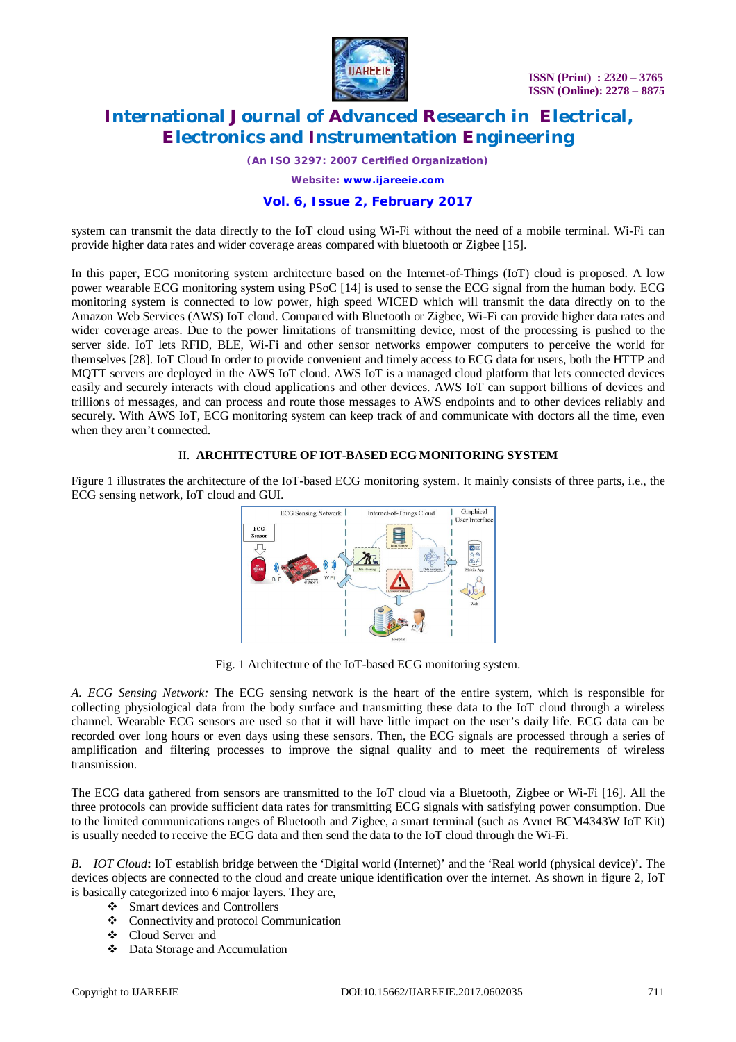system can transmit the data directly to the IoT cloud using Wi-Fi without the need of a mobile terminal. Wi-Fi can provide higher data rates and wider coverage areas compared with bluetooth or Zigbee [15].

In this paper, ECG monitoring system architecture based on the Internet-of-Things (IoT) cloud is proposed. A low power wearable ECG monitoring system using PSoC [14] is used to sense the ECG signal from the human body. ECG monitoring system is connected to low power, high speed WICED which will transmit the data directly on to the Amazon Web Services (AWS) IoT cloud. Compared with Bluetooth or Zigbee, Wi-Fi can provide higher data rates and wider coverage areas. Due to the power limitations of transmitting device, most of the processing is pushed to the server side. IoT lets RFID, BLE, Wi-Fi and other sensor networks empower computers to perceive the world for themselves [28]. IoT Cloud In order to provide convenient and timely access to ECG data for users, both the HTTP and MQTT servers are deployed in the AWS IoT cloud. AWS IoT is a managed cloud platform that lets connected devices easily and securely interacts with cloud applications and other devices. AWS IoT can support billions of devices and trillions of messages, and can process and route those messages to AWS endpoints and to other devices reliably and securely. With AWS IoT, ECG monitoring system can keep track of and communicate with doctors all the time, even when they aren't connected.

## II. ARCHITECTURE OF IOT-BASED ECG MONITORING SYSTEM

Figure 1 illustrates the architecture of the IoT-based ECG monitoring system. It mainly consists of three parts, i.e., the ECG sensing network, IoT cloud and GUI.

Fig. 1 Architecture of the IoT-based ECG monitoring system.

*A. ECG Sensing Network:* The ECG sensing network is the heart of the entire system, which is responsible for collecting physiological data from the body surface and transmitting these data to the IoT cloud through a wireless channel. Wearable ECG sensors are used so that it will have little impact on the user's daily life. ECG data can be recorded over long hours or even days using these sensors. Then, the ECG signals are processed through a series of amplification and filtering processes to improve the signal quality and to meet the requirements of wireless transmission.

The ECG data gathered from sensors are transmitted to the IoT cloud via a Bluetooth, Zigbee or Wi-Fi [16]. All the three protocols can provide sufficient data rates for transmitting ECG signals with satisfying power consumption. Due to the limited communications ranges of Bluetooth and Zigbee, a smart terminal (such as Avnet BCM4343W IoT Kit) is usually needed to receive the ECG data and then send the data to the IoT cloud through the Wi-Fi.

*B. IOT Cloud***:** IoT establish bridge between the 'Digital world (Internet)' and the 'Real world (physical device)'. The devices objects are connected to the cloud and create unique identification over the internet. As shown in figure 2, IoT is basically categorized into 6 major layers. They are,

- Smart devices and Controllers
- Connectivity and protocol Communication
- Cloud Server and
- Data Storage and Accumulation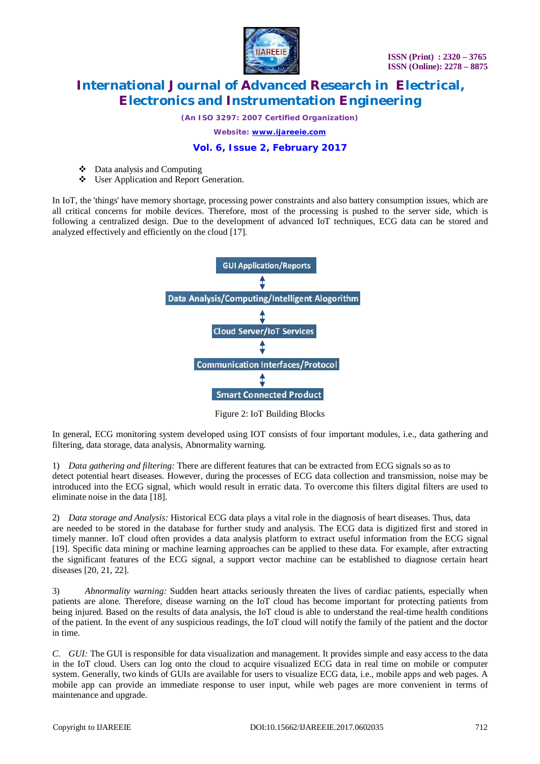- Data analysis and Computing
- User Application and Report Generation.

In IoT, the 'things' have memory shortage, processing power constraints and also battery consumption issues, which are all critical concerns for mobile devices. Therefore, most of the processing is pushed to the server side, which is following a centralized design. Due to the development of advanced IoT techniques, ECG data can be stored and analyzed effectively and efficiently on the cloud [17].

GUI Application/Reports

↕

Data Analysis/Computing/Intelligent Alogorithm

↕

Cloud Server/IoT Services

↕

Communication Interfaces/Protocol

↕

Smart Connected Product

Figure 2: IoT Building Blocks

In general, ECG monitoring system developed using IOT consists of four important modules, i.e., data gathering and filtering, data storage, data analysis, Abnormality warning.

1) *Data gathering and filtering:* There are different features that can be extracted from ECG signals so as to detect potential heart diseases. However, during the processes of ECG data collection and transmission, noise may be introduced into the ECG signal, which would result in erratic data. To overcome this filters digital filters are used to eliminate noise in the data [18].

2) *Data storage and Analysis:* Historical ECG data plays a vital role in the diagnosis of heart diseases. Thus, data are needed to be stored in the database for further study and analysis. The ECG data is digitized first and stored in timely manner. IoT cloud often provides a data analysis platform to extract useful information from the ECG signal [19]. Specific data mining or machine learning approaches can be applied to these data. For example, after extracting the significant features of the ECG signal, a support vector machine can be established to diagnose certain heart diseases [20, 21, 22].

3) *Abnormality warning:* Sudden heart attacks seriously threaten the lives of cardiac patients, especially when patients are alone. Therefore, disease warning on the IoT cloud has become important for protecting patients from being injured. Based on the results of data analysis, the IoT cloud is able to understand the real-time health conditions of the patient. In the event of any suspicious readings, the IoT cloud will notify the family of the patient and the doctor in time.

*C. GUI:* The GUI is responsible for data visualization and management. It provides simple and easy access to the data in the IoT cloud. Users can log onto the cloud to acquire visualized ECG data in real time on mobile or computer system. Generally, two kinds of GUIs are available for users to visualize ECG data, i.e., mobile apps and web pages. A mobile app can provide an immediate response to user input, while web pages are more convenient in terms of maintenance and upgrade.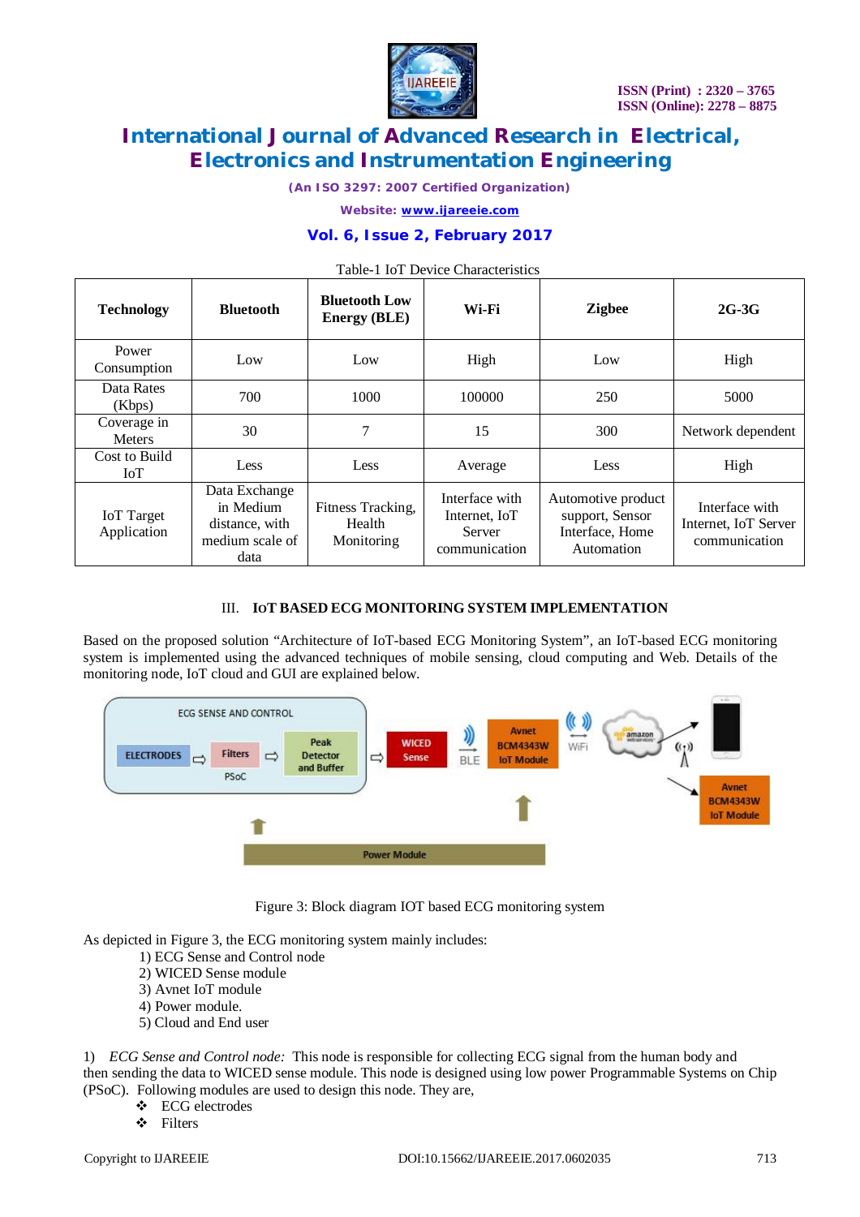Table-1 IoT Device Characteristics

| Technology | Bluetooth | Bluetooth Low Energy (BLE) | Wi-Fi | Zigbee | 2G-3G |
|---|---|---|---|---|---|
| Power Consumption | Low | Low | High | Low | High |
| Data Rates (Kbps) | 700 | 1000 | 100000 | 250 | 5000 |
| Coverage in Meters | 30 | 7 | 15 | 300 | Network dependent |
| Cost to Build IoT | Less | Less | Average | Less | High |
| IoT Target Application | Data Exchange in Medium distance, with medium scale of data | Fitness Tracking, Health Monitoring | Interface with Internet, IoT Server communication | Automotive product support, Sensor Interface, Home Automation | Interface with Internet, IoT Server communication |

## III. IoT BASED ECG MONITORING SYSTEM IMPLEMENTATION

Based on the proposed solution "Architecture of IoT-based ECG Monitoring System", an IoT-based ECG monitoring system is implemented using the advanced techniques of mobile sensing, cloud computing and Web. Details of the monitoring node, IoT cloud and GUI are explained below.

Figure 3: Block diagram IOT based ECG monitoring system

As depicted in Figure 3, the ECG monitoring system mainly includes:

1) ECG Sense and Control node
2) WICED Sense module
3) Avnet IoT module
4) Power module.
5) Cloud and End user

1) *ECG Sense and Control node:* This node is responsible for collecting ECG signal from the human body and then sending the data to WICED sense module. This node is designed using low power Programmable Systems on Chip (PSoC). Following modules are used to design this node. They are,

- ECG electrodes
- Filters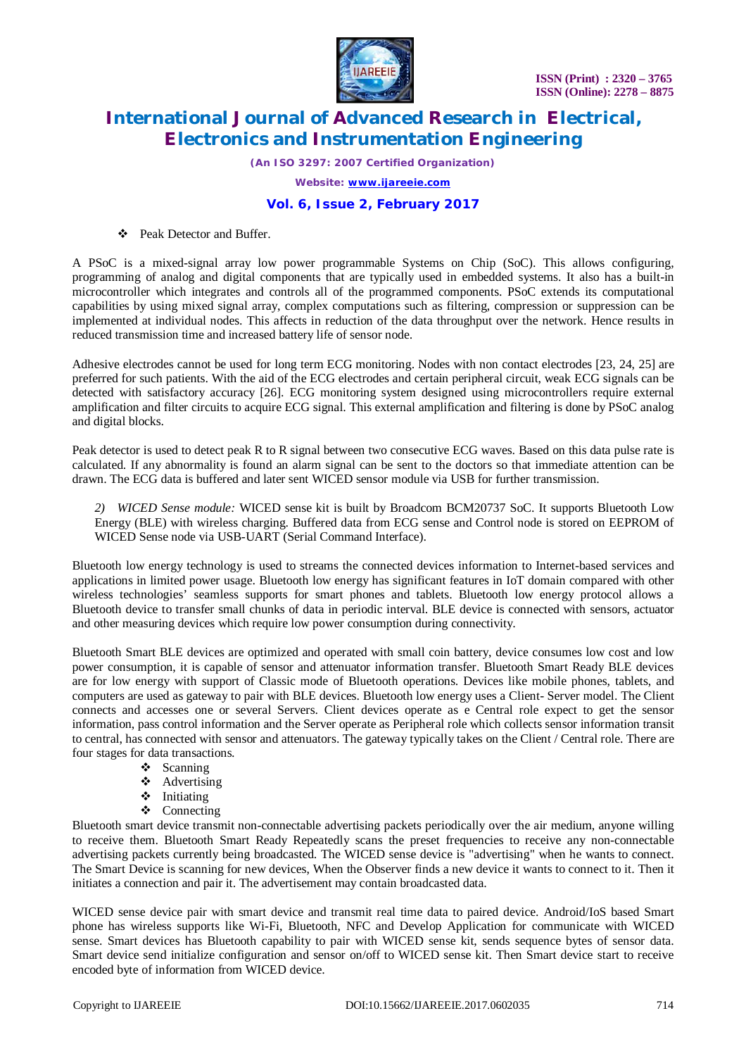- Peak Detector and Buffer.

A PSoC is a mixed-signal array low power programmable Systems on Chip (SoC). This allows configuring, programming of analog and digital components that are typically used in embedded systems. It also has a built-in microcontroller which integrates and controls all of the programmed components. PSoC extends its computational capabilities by using mixed signal array, complex computations such as filtering, compression or suppression can be implemented at individual nodes. This affects in reduction of the data throughput over the network. Hence results in reduced transmission time and increased battery life of sensor node.

Adhesive electrodes cannot be used for long term ECG monitoring. Nodes with non contact electrodes [23, 24, 25] are preferred for such patients. With the aid of the ECG electrodes and certain peripheral circuit, weak ECG signals can be detected with satisfactory accuracy [26]. ECG monitoring system designed using microcontrollers require external amplification and filter circuits to acquire ECG signal. This external amplification and filtering is done by PSoC analog and digital blocks.

Peak detector is used to detect peak R to R signal between two consecutive ECG waves. Based on this data pulse rate is calculated. If any abnormality is found an alarm signal can be sent to the doctors so that immediate attention can be drawn. The ECG data is buffered and later sent WICED sensor module via USB for further transmission.

2) *WICED Sense module:* WICED sense kit is built by Broadcom BCM20737 SoC. It supports Bluetooth Low Energy (BLE) with wireless charging. Buffered data from ECG sense and Control node is stored on EEPROM of WICED Sense node via USB-UART (Serial Command Interface).

Bluetooth low energy technology is used to streams the connected devices information to Internet-based services and applications in limited power usage. Bluetooth low energy has significant features in IoT domain compared with other wireless technologies' seamless supports for smart phones and tablets. Bluetooth low energy protocol allows a Bluetooth device to transfer small chunks of data in periodic interval. BLE device is connected with sensors, actuator and other measuring devices which require low power consumption during connectivity.

Bluetooth Smart BLE devices are optimized and operated with small coin battery, device consumes low cost and low power consumption, it is capable of sensor and attenuator information transfer. Bluetooth Smart Ready BLE devices are for low energy with support of Classic mode of Bluetooth operations. Devices like mobile phones, tablets, and computers are used as gateway to pair with BLE devices. Bluetooth low energy uses a Client- Server model. The Client connects and accesses one or several Servers. Client devices operate as e Central role expect to get the sensor information, pass control information and the Server operate as Peripheral role which collects sensor information transit to central, has connected with sensor and attenuators. The gateway typically takes on the Client / Central role. There are four stages for data transactions.

- Scanning
- Advertising
- Initiating
- Connecting

Bluetooth smart device transmit non-connectable advertising packets periodically over the air medium, anyone willing to receive them. Bluetooth Smart Ready Repeatedly scans the preset frequencies to receive any non-connectable advertising packets currently being broadcasted. The WICED sense device is "advertising" when he wants to connect. The Smart Device is scanning for new devices, When the Observer finds a new device it wants to connect to it. Then it initiates a connection and pair it. The advertisement may contain broadcasted data.

WICED sense device pair with smart device and transmit real time data to paired device. Android/IoS based Smart phone has wireless supports like Wi-Fi, Bluetooth, NFC and Develop Application for communicate with WICED sense. Smart devices has Bluetooth capability to pair with WICED sense kit, sends sequence bytes of sensor data. Smart device send initialize configuration and sensor on/off to WICED sense kit. Then Smart device start to receive encoded byte of information from WICED device.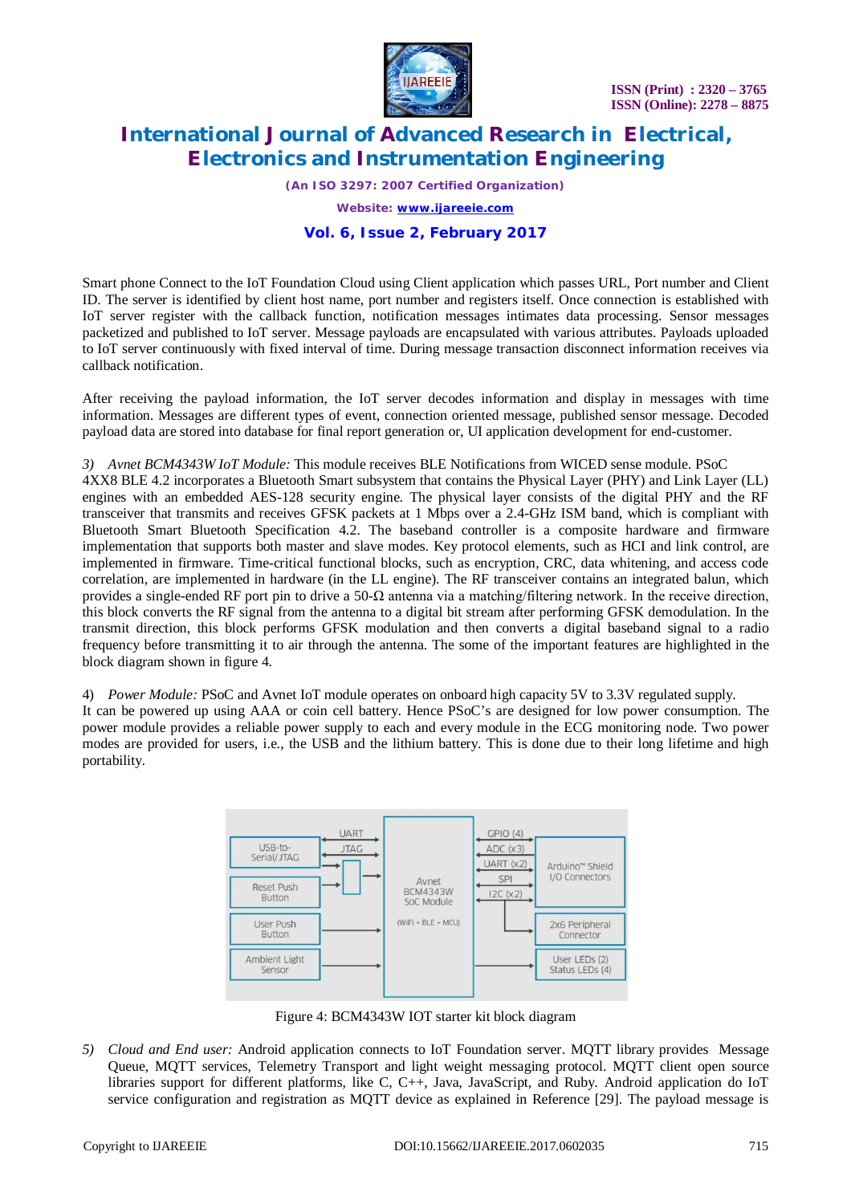Smart phone Connect to the IoT Foundation Cloud using Client application which passes URL, Port number and Client ID. The server is identified by client host name, port number and registers itself. Once connection is established with IoT server register with the callback function, notification messages intimates data processing. Sensor messages packetized and published to IoT server. Message payloads are encapsulated with various attributes. Payloads uploaded to IoT server continuously with fixed interval of time. During message transaction disconnect information receives via callback notification.

After receiving the payload information, the IoT server decodes information and display in messages with time information. Messages are different types of event, connection oriented message, published sensor message. Decoded payload data are stored into database for final report generation or, UI application development for end-customer.

*3) Avnet BCM4343W IoT Module:* This module receives BLE Notifications from WICED sense module. PSoC 4XX8 BLE 4.2 incorporates a Bluetooth Smart subsystem that contains the Physical Layer (PHY) and Link Layer (LL) engines with an embedded AES-128 security engine. The physical layer consists of the digital PHY and the RF transceiver that transmits and receives GFSK packets at 1 Mbps over a 2.4-GHz ISM band, which is compliant with Bluetooth Smart Bluetooth Specification 4.2. The baseband controller is a composite hardware and firmware implementation that supports both master and slave modes. Key protocol elements, such as HCI and link control, are implemented in firmware. Time-critical functional blocks, such as encryption, CRC, data whitening, and access code correlation, are implemented in hardware (in the LL engine). The RF transceiver contains an integrated balun, which provides a single-ended RF port pin to drive a 50-Ω antenna via a matching/filtering network. In the receive direction, this block converts the RF signal from the antenna to a digital bit stream after performing GFSK demodulation. In the transmit direction, this block performs GFSK modulation and then converts a digital baseband signal to a radio frequency before transmitting it to air through the antenna. The some of the important features are highlighted in the block diagram shown in figure 4.

4) *Power Module:* PSoC and Avnet IoT module operates on onboard high capacity 5V to 3.3V regulated supply. It can be powered up using AAA or coin cell battery. Hence PSoC's are designed for low power consumption. The power module provides a reliable power supply to each and every module in the ECG monitoring node. Two power modes are provided for users, i.e., the USB and the lithium battery. This is done due to their long lifetime and high portability.

Figure 4: BCM4343W IOT starter kit block diagram

*5) Cloud and End user:* Android application connects to IoT Foundation server. MQTT library provides Message Queue, MQTT services, Telemetry Transport and light weight messaging protocol. MQTT client open source libraries support for different platforms, like C, C++, Java, JavaScript, and Ruby. Android application do IoT service configuration and registration as MQTT device as explained in Reference [29]. The payload message is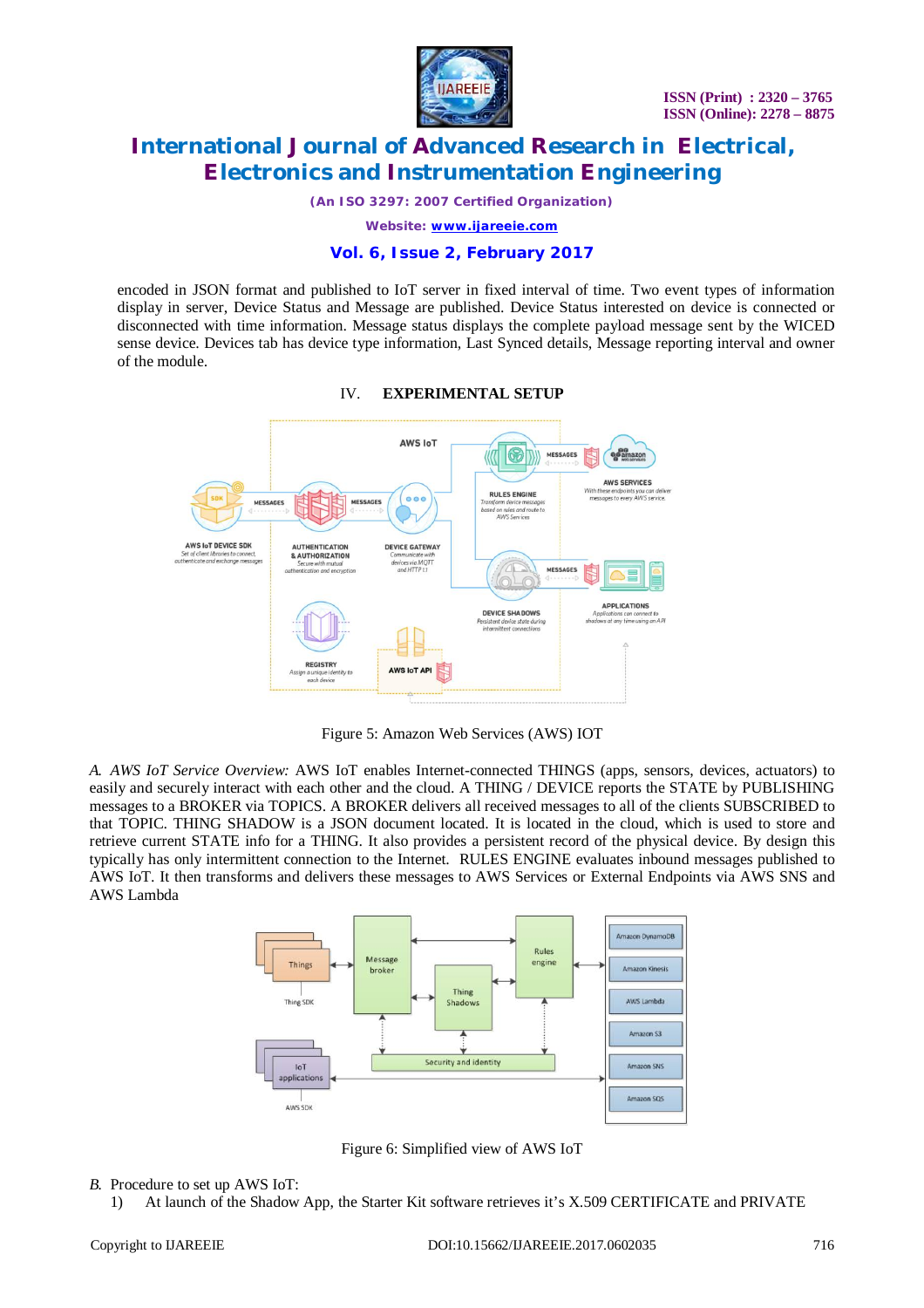encoded in JSON format and published to IoT server in fixed interval of time. Two event types of information display in server, Device Status and Message are published. Device Status interested on device is connected or disconnected with time information. Message status displays the complete payload message sent by the WICED sense device. Devices tab has device type information, Last Synced details, Message reporting interval and owner of the module.

## IV. EXPERIMENTAL SETUP

Figure 5: Amazon Web Services (AWS) IOT

*A. AWS IoT Service Overview:* AWS IoT enables Internet-connected THINGS (apps, sensors, devices, actuators) to easily and securely interact with each other and the cloud. A THING / DEVICE reports the STATE by PUBLISHING messages to a BROKER via TOPICS. A BROKER delivers all received messages to all of the clients SUBSCRIBED to that TOPIC. THING SHADOW is a JSON document located. It is located in the cloud, which is used to store and retrieve current STATE info for a THING. It also provides a persistent record of the physical device. By design this typically has only intermittent connection to the Internet. RULES ENGINE evaluates inbound messages published to AWS IoT. It then transforms and delivers these messages to AWS Services or External Endpoints via AWS SNS and AWS Lambda

Figure 6: Simplified view of AWS IoT

*B.* Procedure to set up AWS IoT:

1) At launch of the Shadow App, the Starter Kit software retrieves it's X.509 CERTIFICATE and PRIVATE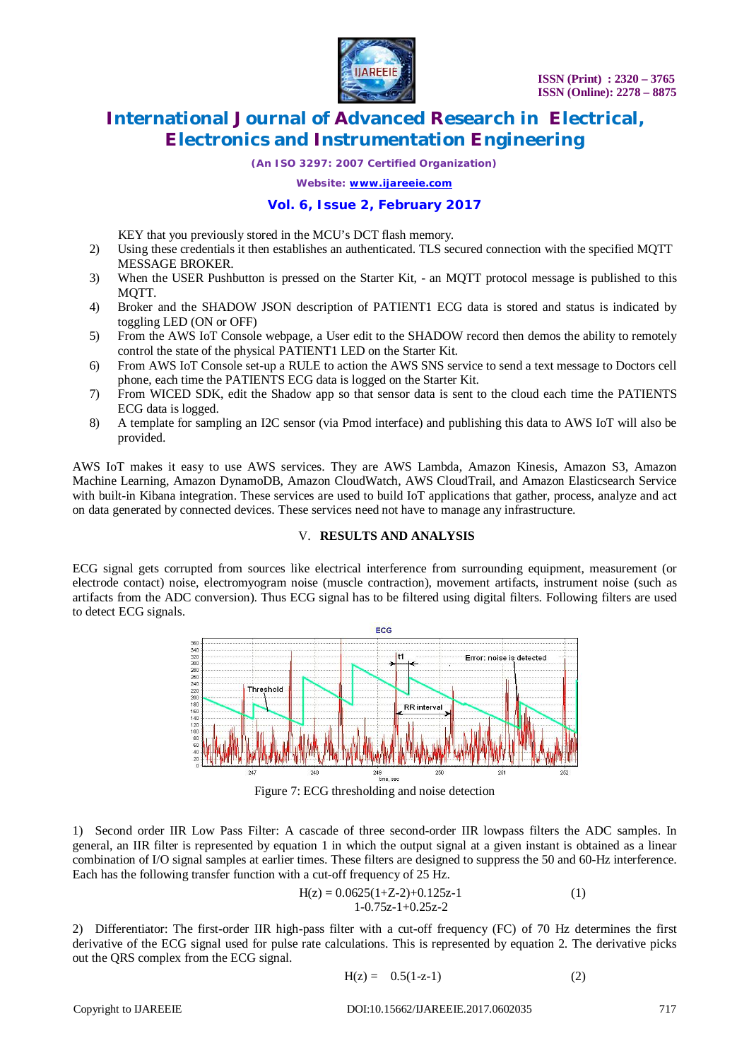KEY that you previously stored in the MCU's DCT flash memory.

2) Using these credentials it then establishes an authenticated. TLS secured connection with the specified MQTT MESSAGE BROKER.
3) When the USER Pushbutton is pressed on the Starter Kit, - an MQTT protocol message is published to this MQTT.
4) Broker and the SHADOW JSON description of PATIENT1 ECG data is stored and status is indicated by toggling LED (ON or OFF)
5) From the AWS IoT Console webpage, a User edit to the SHADOW record then demos the ability to remotely control the state of the physical PATIENT1 LED on the Starter Kit.
6) From AWS IoT Console set-up a RULE to action the AWS SNS service to send a text message to Doctors cell phone, each time the PATIENTS ECG data is logged on the Starter Kit.
7) From WICED SDK, edit the Shadow app so that sensor data is sent to the cloud each time the PATIENTS ECG data is logged.
8) A template for sampling an I2C sensor (via Pmod interface) and publishing this data to AWS IoT will also be provided.

AWS IoT makes it easy to use AWS services. They are AWS Lambda, Amazon Kinesis, Amazon S3, Amazon Machine Learning, Amazon DynamoDB, Amazon CloudWatch, AWS CloudTrail, and Amazon Elasticsearch Service with built-in Kibana integration. These services are used to build IoT applications that gather, process, analyze and act on data generated by connected devices. These services need not have to manage any infrastructure.

## V. RESULTS AND ANALYSIS

ECG signal gets corrupted from sources like electrical interference from surrounding equipment, measurement (or electrode contact) noise, electromyogram noise (muscle contraction), movement artifacts, instrument noise (such as artifacts from the ADC conversion). Thus ECG signal has to be filtered using digital filters. Following filters are used to detect ECG signals.

Figure 7: ECG thresholding and noise detection

1) Second order IIR Low Pass Filter: A cascade of three second-order IIR lowpass filters the ADC samples. In general, an IIR filter is represented by equation 1 in which the output signal at a given instant is obtained as a linear combination of I/O signal samples at earlier times. These filters are designed to suppress the 50 and 60-Hz interference. Each has the following transfer function with a cut-off frequency of 25 Hz.

$$H(z) = \frac{0.0625(1+Z^{-2})+0.125z^{-1}}{1-0.75z^{-1}+0.25z^{-2}} \qquad (1)$$

2) Differentiator: The first-order IIR high-pass filter with a cut-off frequency (FC) of 70 Hz determines the first derivative of the ECG signal used for pulse rate calculations. This is represented by equation 2. The derivative picks out the QRS complex from the ECG signal.

$$H(z) = 0.5(1-z^{-1}) \qquad (2)$$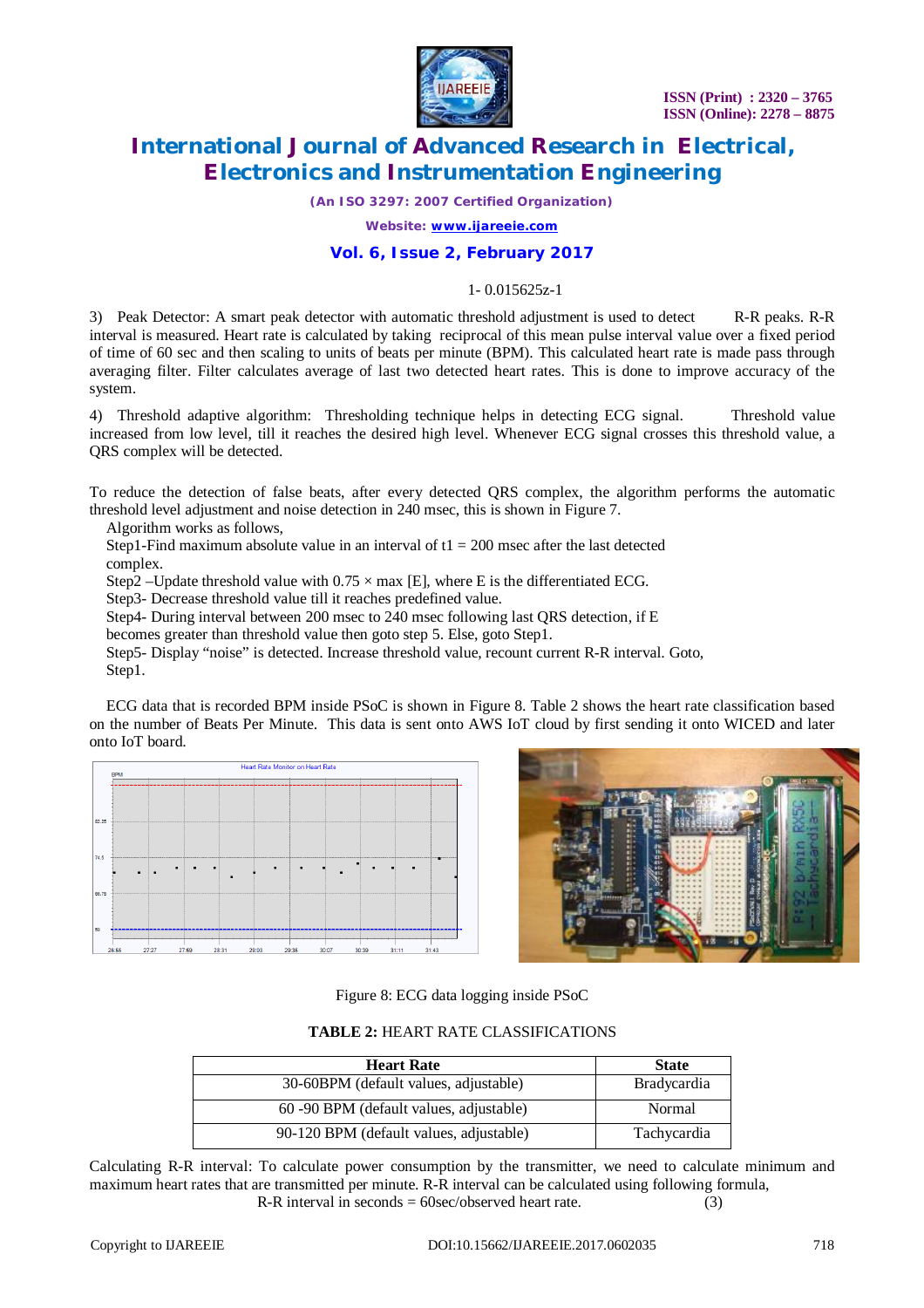$1- 0.015625z^{-1}$

3) Peak Detector: A smart peak detector with automatic threshold adjustment is used to detect R-R peaks. R-R interval is measured. Heart rate is calculated by taking reciprocal of this mean pulse interval value over a fixed period of time of 60 sec and then scaling to units of beats per minute (BPM). This calculated heart rate is made pass through averaging filter. Filter calculates average of last two detected heart rates. This is done to improve accuracy of the system.

4) Threshold adaptive algorithm: Thresholding technique helps in detecting ECG signal. Threshold value increased from low level, till it reaches the desired high level. Whenever ECG signal crosses this threshold value, a QRS complex will be detected.

To reduce the detection of false beats, after every detected QRS complex, the algorithm performs the automatic threshold level adjustment and noise detection in 240 msec, this is shown in Figure 7.

Algorithm works as follows,

Step1-Find maximum absolute value in an interval of t1 = 200 msec after the last detected complex.

Step2 –Update threshold value with $0.75 \times \max[E]$, where E is the differentiated ECG.

Step3- Decrease threshold value till it reaches predefined value.

Step4- During interval between 200 msec to 240 msec following last QRS detection, if E becomes greater than threshold value then goto step 5. Else, goto Step1.

Step5- Display "noise" is detected. Increase threshold value, recount current R-R interval. Goto, Step1.

ECG data that is recorded BPM inside PSoC is shown in Figure 8. Table 2 shows the heart rate classification based on the number of Beats Per Minute. This data is sent onto AWS IoT cloud by first sending it onto WICED and later onto IoT board.

Figure 8: ECG data logging inside PSoC

**TABLE 2:** HEART RATE CLASSIFICATIONS

| Heart Rate | State |
|---|---|
| 30-60BPM (default values, adjustable) | Bradycardia |
| 60 -90 BPM (default values, adjustable) | Normal |
| 90-120 BPM (default values, adjustable) | Tachycardia |

Calculating R-R interval: To calculate power consumption by the transmitter, we need to calculate minimum and maximum heart rates that are transmitted per minute. R-R interval can be calculated using following formula,

$$\text{R-R interval in seconds} = 60\text{sec}/\text{observed heart rate.} \quad (3)$$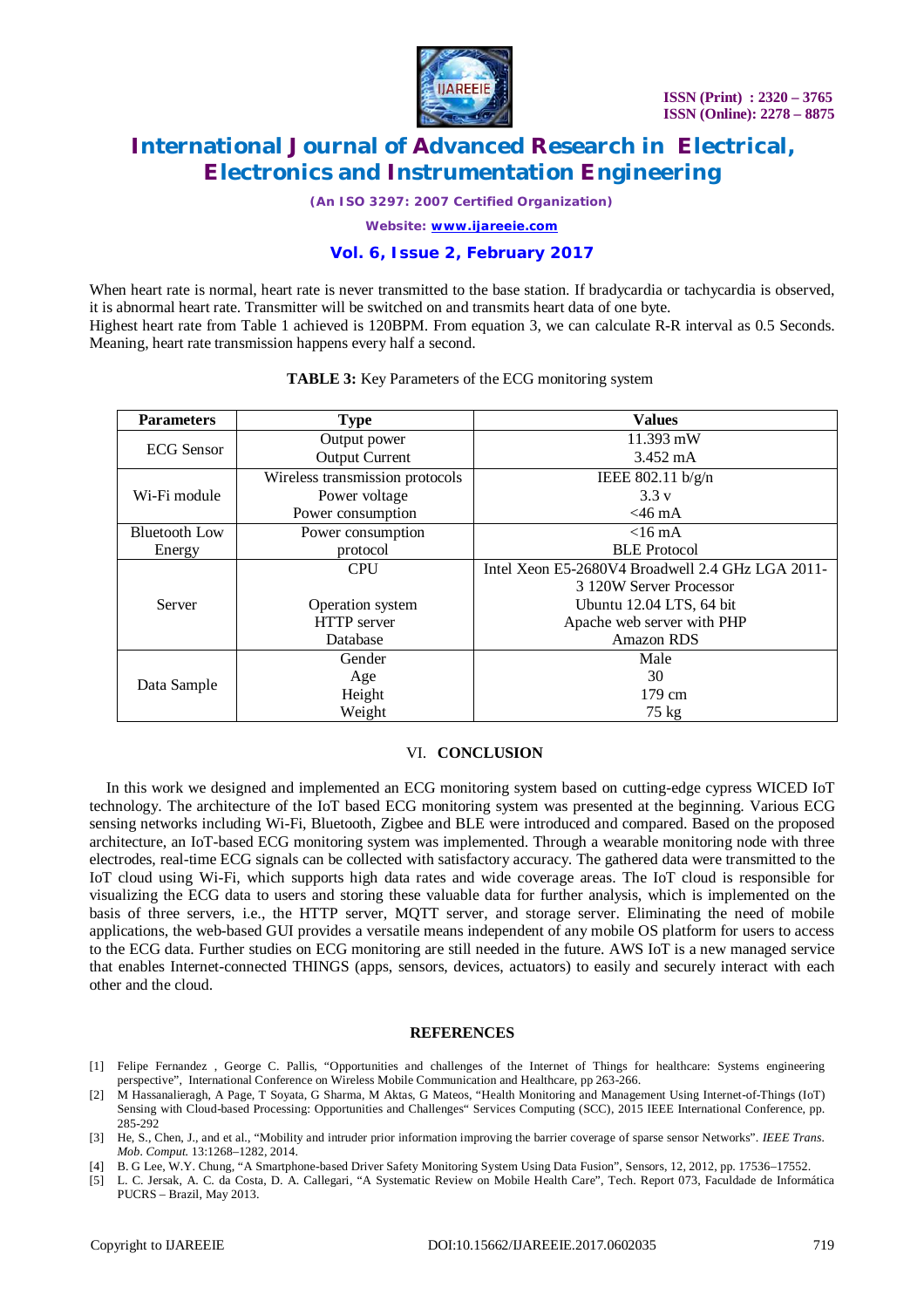When heart rate is normal, heart rate is never transmitted to the base station. If bradycardia or tachycardia is observed, it is abnormal heart rate. Transmitter will be switched on and transmits heart data of one byte.
Highest heart rate from Table 1 achieved is 120BPM. From equation 3, we can calculate R-R interval as 0.5 Seconds. Meaning, heart rate transmission happens every half a second.

**TABLE 3:** Key Parameters of the ECG monitoring system

| Parameters | Type | Values |
|---|---|---|
| ECG Sensor | Output power<br>Output Current | 11.393 mW<br>3.452 mA |
| Wi-Fi module | Wireless transmission protocols<br>Power voltage<br>Power consumption | IEEE 802.11 b/g/n<br>3.3 v<br><46 mA |
| Bluetooth Low Energy | Power consumption<br>protocol | <16 mA<br>BLE Protocol |
| Server | CPU<br><br>Operation system<br>HTTP server<br>Database | Intel Xeon E5-2680V4 Broadwell 2.4 GHz LGA 2011-3 120W Server Processor<br>Ubuntu 12.04 LTS, 64 bit<br>Apache web server with PHP<br>Amazon RDS |
| Data Sample | Gender<br>Age<br>Height<br>Weight | Male<br>30<br>179 cm<br>75 kg |

## VI. CONCLUSION

In this work we designed and implemented an ECG monitoring system based on cutting-edge cypress WICED IoT technology. The architecture of the IoT based ECG monitoring system was presented at the beginning. Various ECG sensing networks including Wi-Fi, Bluetooth, Zigbee and BLE were introduced and compared. Based on the proposed architecture, an IoT-based ECG monitoring system was implemented. Through a wearable monitoring node with three electrodes, real-time ECG signals can be collected with satisfactory accuracy. The gathered data were transmitted to the IoT cloud using Wi-Fi, which supports high data rates and wide coverage areas. The IoT cloud is responsible for visualizing the ECG data to users and storing these valuable data for further analysis, which is implemented on the basis of three servers, i.e., the HTTP server, MQTT server, and storage server. Eliminating the need of mobile applications, the web-based GUI provides a versatile means independent of any mobile OS platform for users to access to the ECG data. Further studies on ECG monitoring are still needed in the future. AWS IoT is a new managed service that enables Internet-connected THINGS (apps, sensors, devices, actuators) to easily and securely interact with each other and the cloud.

## REFERENCES

[1] Felipe Fernandez , George C. Pallis, "Opportunities and challenges of the Internet of Things for healthcare: Systems engineering perspective", International Conference on Wireless Mobile Communication and Healthcare, pp 263-266.

[2] M Hassanalieragh, A Page, T Soyata, G Sharma, M Aktas, G Mateos, "Health Monitoring and Management Using Internet-of-Things (IoT) Sensing with Cloud-based Processing: Opportunities and Challenges" Services Computing (SCC), 2015 IEEE International Conference, pp. 285-292

[3] He, S., Chen, J., and et al., "Mobility and intruder prior information improving the barrier coverage of sparse sensor Networks". *IEEE Trans. Mob. Comput.* 13:1268–1282, 2014.

[4] B. G Lee, W.Y. Chung, "A Smartphone-based Driver Safety Monitoring System Using Data Fusion", Sensors, 12, 2012, pp. 17536–17552.

[5] L. C. Jersak, A. C. da Costa, D. A. Callegari, "A Systematic Review on Mobile Health Care", Tech. Report 073, Faculdade de Informática PUCRS – Brazil, May 2013.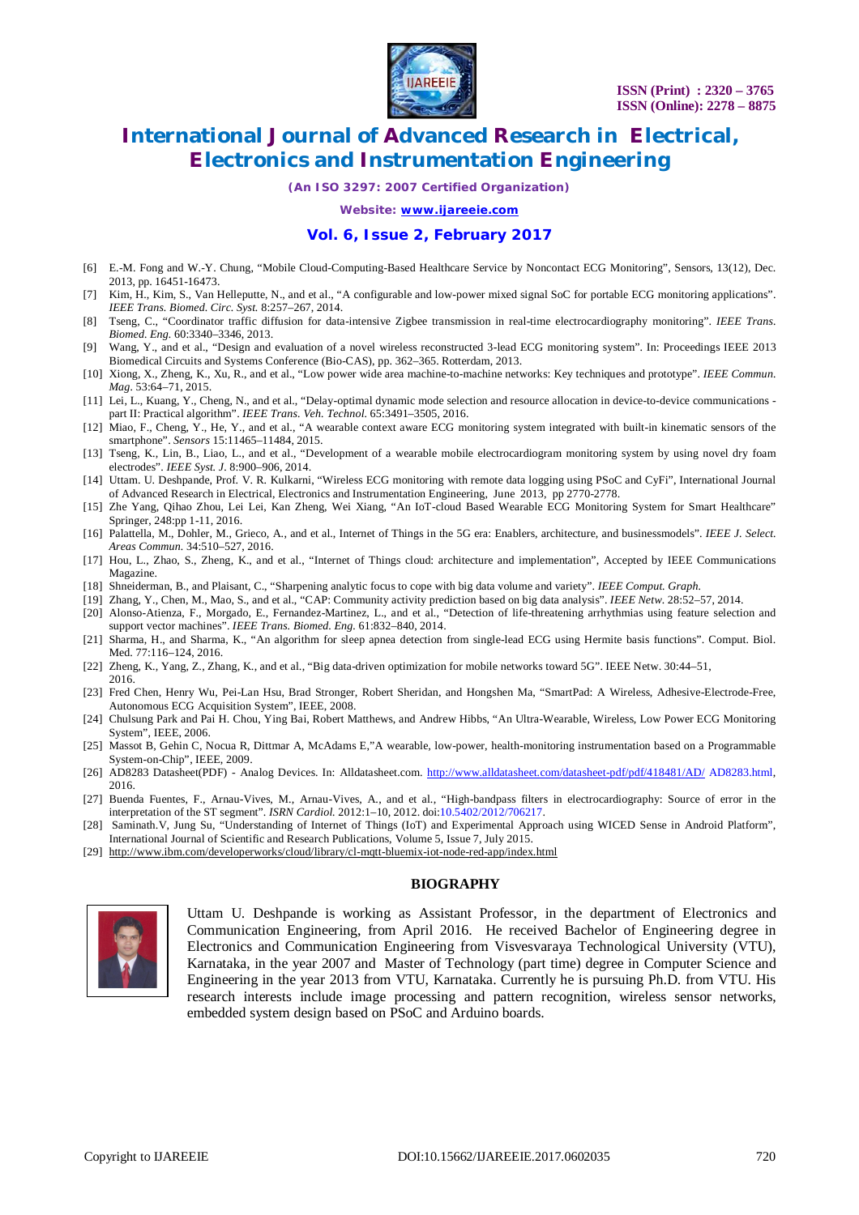[6] E.-M. Fong and W.-Y. Chung, "Mobile Cloud-Computing-Based Healthcare Service by Noncontact ECG Monitoring", Sensors, 13(12), Dec. 2013, pp. 16451-16473.

[7] Kim, H., Kim, S., Van Helleputte, N., and et al., "A configurable and low-power mixed signal SoC for portable ECG monitoring applications". *IEEE Trans. Biomed. Circ. Syst.* 8:257–267, 2014.

[8] Tseng, C., "Coordinator traffic diffusion for data-intensive Zigbee transmission in real-time electrocardiography monitoring". *IEEE Trans. Biomed. Eng.* 60:3340–3346, 2013.

[9] Wang, Y., and et al., "Design and evaluation of a novel wireless reconstructed 3-lead ECG monitoring system". In: Proceedings IEEE 2013 Biomedical Circuits and Systems Conference (Bio-CAS), pp. 362–365. Rotterdam, 2013.

[10] Xiong, X., Zheng, K., Xu, R., and et al., "Low power wide area machine-to-machine networks: Key techniques and prototype". *IEEE Commun. Mag*. 53:64–71, 2015.

[11] Lei, L., Kuang, Y., Cheng, N., and et al., "Delay-optimal dynamic mode selection and resource allocation in device-to-device communications - part II: Practical algorithm". *IEEE Trans. Veh. Technol.* 65:3491–3505, 2016.

[12] Miao, F., Cheng, Y., He, Y., and et al., "A wearable context aware ECG monitoring system integrated with built-in kinematic sensors of the smartphone". *Sensors* 15:11465–11484, 2015.

[13] Tseng, K., Lin, B., Liao, L., and et al., "Development of a wearable mobile electrocardiogram monitoring system by using novel dry foam electrodes". *IEEE Syst. J.* 8:900–906, 2014.

[14] Uttam. U. Deshpande, Prof. V. R. Kulkarni, "Wireless ECG monitoring with remote data logging using PSoC and CyFi", International Journal of Advanced Research in Electrical, Electronics and Instrumentation Engineering, June 2013, pp 2770-2778.

[15] Zhe Yang, Qihao Zhou, Lei Lei, Kan Zheng, Wei Xiang, "An IoT-cloud Based Wearable ECG Monitoring System for Smart Healthcare" Springer, 248:pp 1-11, 2016.

[16] Palattella, M., Dohler, M., Grieco, A., and et al., Internet of Things in the 5G era: Enablers, architecture, and businessmodels". *IEEE J. Select. Areas Commun.* 34:510–527, 2016.

[17] Hou, L., Zhao, S., Zheng, K., and et al., "Internet of Things cloud: architecture and implementation", Accepted by IEEE Communications Magazine.

[18] Shneiderman, B., and Plaisant, C., "Sharpening analytic focus to cope with big data volume and variety". *IEEE Comput. Graph.*

[19] Zhang, Y., Chen, M., Mao, S., and et al., "CAP: Community activity prediction based on big data analysis". *IEEE Netw.* 28:52–57, 2014.

[20] Alonso-Atienza, F., Morgado, E., Fernandez-Martinez, L., and et al., "Detection of life-threatening arrhythmias using feature selection and support vector machines". *IEEE Trans. Biomed. Eng.* 61:832–840, 2014.

[21] Sharma, H., and Sharma, K., "An algorithm for sleep apnea detection from single-lead ECG using Hermite basis functions". Comput. Biol. Med. 77:116–124, 2016.

[22] Zheng, K., Yang, Z., Zhang, K., and et al., "Big data-driven optimization for mobile networks toward 5G". IEEE Netw. 30:44–51, 2016.

[23] Fred Chen, Henry Wu, Pei-Lan Hsu, Brad Stronger, Robert Sheridan, and Hongshen Ma, "SmartPad: A Wireless, Adhesive-Electrode-Free, Autonomous ECG Acquisition System", IEEE, 2008.

[24] Chulsung Park and Pai H. Chou, Ying Bai, Robert Matthews, and Andrew Hibbs, "An Ultra-Wearable, Wireless, Low Power ECG Monitoring System", IEEE, 2006.

[25] Massot B, Gehin C, Nocua R, Dittmar A, McAdams E,"A wearable, low-power, health-monitoring instrumentation based on a Programmable System-on-Chip", IEEE, 2009.

[26] AD8283 Datasheet(PDF) - Analog Devices. In: Alldatasheet.com. http://www.alldatasheet.com/datasheet-pdf/pdf/418481/AD/ AD8283.html, 2016.

[27] Buenda Fuentes, F., Arnau-Vives, M., Arnau-Vives, A., and et al., "High-bandpass filters in electrocardiography: Source of error in the interpretation of the ST segment". *ISRN Cardiol.* 2012:1–10, 2012. doi:10.5402/2012/706217.

[28] Saminath.V, Jung Su, "Understanding of Internet of Things (IoT) and Experimental Approach using WICED Sense in Android Platform", International Journal of Scientific and Research Publications, Volume 5, Issue 7, July 2015.

[29] http://www.ibm.com/developerworks/cloud/library/cl-mqtt-bluemix-iot-node-red-app/index.html

## BIOGRAPHY

Uttam U. Deshpande is working as Assistant Professor, in the department of Electronics and Communication Engineering, from April 2016. He received Bachelor of Engineering degree in Electronics and Communication Engineering from Visvesvaraya Technological University (VTU), Karnataka, in the year 2007 and Master of Technology (part time) degree in Computer Science and Engineering in the year 2013 from VTU, Karnataka. Currently he is pursuing Ph.D. from VTU. His research interests include image processing and pattern recognition, wireless sensor networks, embedded system design based on PSoC and Arduino boards.